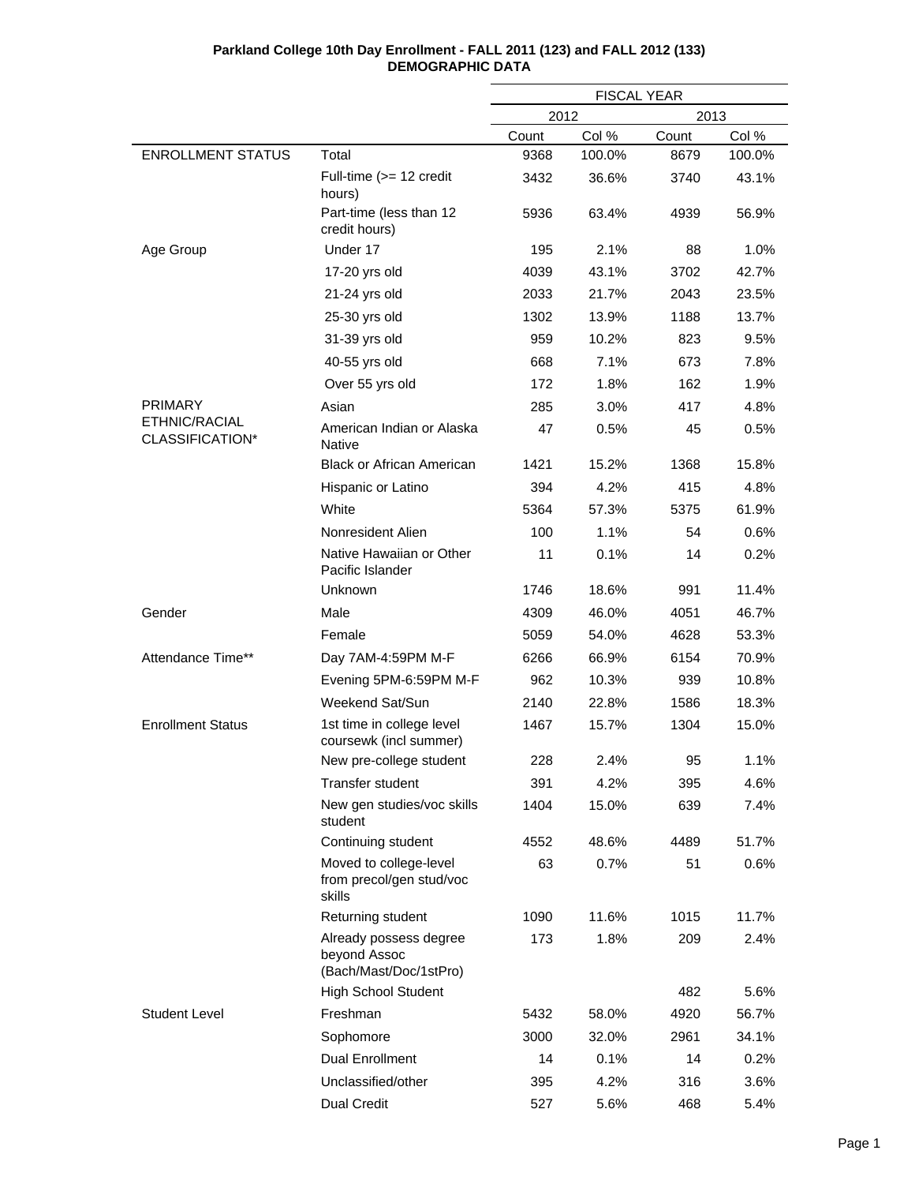**Parkland College 10th Day Enrollment - FALL 2011 (123) and FALL 2012 (133)**
**DEMOGRAPHIC DATA**

| | | FISCAL YEAR | | | |
|---|---|---|---|---|---|
| | | 2012 | | 2013 | |
| | | Count | Col % | Count | Col % |
| ENROLLMENT STATUS | Total | 9368 | 100.0% | 8679 | 100.0% |
| | Full-time (>= 12 credit hours) | 3432 | 36.6% | 3740 | 43.1% |
| | Part-time (less than 12 credit hours) | 5936 | 63.4% | 4939 | 56.9% |
| Age Group | Under 17 | 195 | 2.1% | 88 | 1.0% |
| | 17-20 yrs old | 4039 | 43.1% | 3702 | 42.7% |
| | 21-24 yrs old | 2033 | 21.7% | 2043 | 23.5% |
| | 25-30 yrs old | 1302 | 13.9% | 1188 | 13.7% |
| | 31-39 yrs old | 959 | 10.2% | 823 | 9.5% |
| | 40-55 yrs old | 668 | 7.1% | 673 | 7.8% |
| | Over 55 yrs old | 172 | 1.8% | 162 | 1.9% |
| PRIMARY ETHNIC/RACIAL CLASSIFICATION* | Asian | 285 | 3.0% | 417 | 4.8% |
| | American Indian or Alaska Native | 47 | 0.5% | 45 | 0.5% |
| | Black or African American | 1421 | 15.2% | 1368 | 15.8% |
| | Hispanic or Latino | 394 | 4.2% | 415 | 4.8% |
| | White | 5364 | 57.3% | 5375 | 61.9% |
| | Nonresident Alien | 100 | 1.1% | 54 | 0.6% |
| | Native Hawaiian or Other Pacific Islander | 11 | 0.1% | 14 | 0.2% |
| | Unknown | 1746 | 18.6% | 991 | 11.4% |
| Gender | Male | 4309 | 46.0% | 4051 | 46.7% |
| | Female | 5059 | 54.0% | 4628 | 53.3% |
| Attendance Time** | Day 7AM-4:59PM M-F | 6266 | 66.9% | 6154 | 70.9% |
| | Evening 5PM-6:59PM M-F | 962 | 10.3% | 939 | 10.8% |
| | Weekend Sat/Sun | 2140 | 22.8% | 1586 | 18.3% |
| Enrollment Status | 1st time in college level coursewk (incl summer) | 1467 | 15.7% | 1304 | 15.0% |
| | New pre-college student | 228 | 2.4% | 95 | 1.1% |
| | Transfer student | 391 | 4.2% | 395 | 4.6% |
| | New gen studies/voc skills student | 1404 | 15.0% | 639 | 7.4% |
| | Continuing student | 4552 | 48.6% | 4489 | 51.7% |
| | Moved to college-level from precol/gen stud/voc skills | 63 | 0.7% | 51 | 0.6% |
| | Returning student | 1090 | 11.6% | 1015 | 11.7% |
| | Already possess degree beyond Assoc (Bach/Mast/Doc/1stPro) | 173 | 1.8% | 209 | 2.4% |
| | High School Student | | | 482 | 5.6% |
| Student Level | Freshman | 5432 | 58.0% | 4920 | 56.7% |
| | Sophomore | 3000 | 32.0% | 2961 | 34.1% |
| | Dual Enrollment | 14 | 0.1% | 14 | 0.2% |
| | Unclassified/other | 395 | 4.2% | 316 | 3.6% |
| | Dual Credit | 527 | 5.6% | 468 | 5.4% |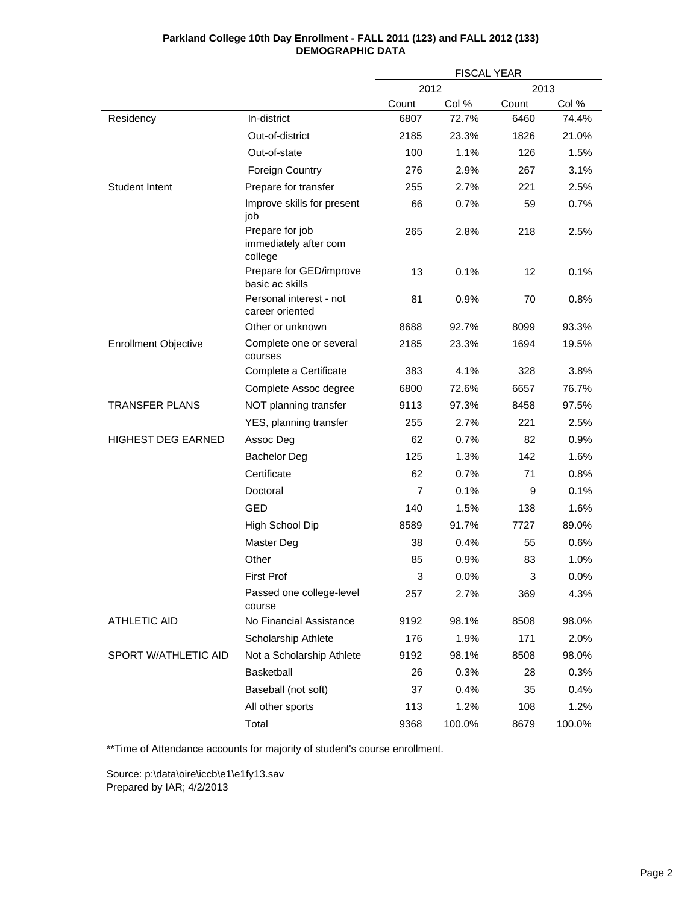**Parkland College 10th Day Enrollment - FALL 2011 (123) and FALL 2012 (133)**
**DEMOGRAPHIC DATA**

| | | FISCAL YEAR | | | |
|---|---|---|---|---|---|
| | | 2012 | | 2013 | |
| | | Count | Col % | Count | Col % |
| Residency | In-district | 6807 | 72.7% | 6460 | 74.4% |
| | Out-of-district | 2185 | 23.3% | 1826 | 21.0% |
| | Out-of-state | 100 | 1.1% | 126 | 1.5% |
| | Foreign Country | 276 | 2.9% | 267 | 3.1% |
| Student Intent | Prepare for transfer | 255 | 2.7% | 221 | 2.5% |
| | Improve skills for present job | 66 | 0.7% | 59 | 0.7% |
| | Prepare for job immediately after com college | 265 | 2.8% | 218 | 2.5% |
| | Prepare for GED/improve basic ac skills | 13 | 0.1% | 12 | 0.1% |
| | Personal interest - not career oriented | 81 | 0.9% | 70 | 0.8% |
| | Other or unknown | 8688 | 92.7% | 8099 | 93.3% |
| Enrollment Objective | Complete one or several courses | 2185 | 23.3% | 1694 | 19.5% |
| | Complete a Certificate | 383 | 4.1% | 328 | 3.8% |
| | Complete Assoc degree | 6800 | 72.6% | 6657 | 76.7% |
| TRANSFER PLANS | NOT planning transfer | 9113 | 97.3% | 8458 | 97.5% |
| | YES, planning transfer | 255 | 2.7% | 221 | 2.5% |
| HIGHEST DEG EARNED | Assoc Deg | 62 | 0.7% | 82 | 0.9% |
| | Bachelor Deg | 125 | 1.3% | 142 | 1.6% |
| | Certificate | 62 | 0.7% | 71 | 0.8% |
| | Doctoral | 7 | 0.1% | 9 | 0.1% |
| | GED | 140 | 1.5% | 138 | 1.6% |
| | High School Dip | 8589 | 91.7% | 7727 | 89.0% |
| | Master Deg | 38 | 0.4% | 55 | 0.6% |
| | Other | 85 | 0.9% | 83 | 1.0% |
| | First Prof | 3 | 0.0% | 3 | 0.0% |
| | Passed one college-level course | 257 | 2.7% | 369 | 4.3% |
| ATHLETIC AID | No Financial Assistance | 9192 | 98.1% | 8508 | 98.0% |
| | Scholarship Athlete | 176 | 1.9% | 171 | 2.0% |
| SPORT W/ATHLETIC AID | Not a Scholarship Athlete | 9192 | 98.1% | 8508 | 98.0% |
| | Basketball | 26 | 0.3% | 28 | 0.3% |
| | Baseball (not soft) | 37 | 0.4% | 35 | 0.4% |
| | All other sports | 113 | 1.2% | 108 | 1.2% |
| | Total | 9368 | 100.0% | 8679 | 100.0% |

**Time of Attendance accounts for majority of student's course enrollment.

Source: p:\data\oire\iccb\e1\e1fy13.sav
Prepared by IAR; 4/2/2013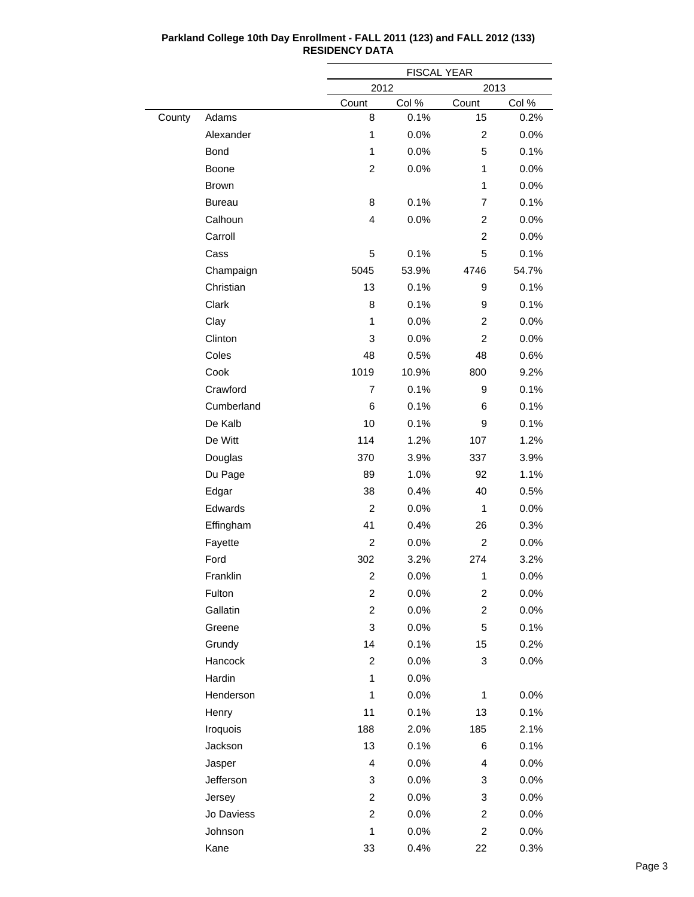**Parkland College 10th Day Enrollment - FALL 2011 (123) and FALL 2012 (133)**
**RESIDENCY DATA**

| | | FISCAL YEAR | | | |
|---|---|---|---|---|---|
| | | 2012 | | 2013 | |
| | | Count | Col % | Count | Col % |
| County | Adams | 8 | 0.1% | 15 | 0.2% |
| | Alexander | 1 | 0.0% | 2 | 0.0% |
| | Bond | 1 | 0.0% | 5 | 0.1% |
| | Boone | 2 | 0.0% | 1 | 0.0% |
| | Brown | | | 1 | 0.0% |
| | Bureau | 8 | 0.1% | 7 | 0.1% |
| | Calhoun | 4 | 0.0% | 2 | 0.0% |
| | Carroll | | | 2 | 0.0% |
| | Cass | 5 | 0.1% | 5 | 0.1% |
| | Champaign | 5045 | 53.9% | 4746 | 54.7% |
| | Christian | 13 | 0.1% | 9 | 0.1% |
| | Clark | 8 | 0.1% | 9 | 0.1% |
| | Clay | 1 | 0.0% | 2 | 0.0% |
| | Clinton | 3 | 0.0% | 2 | 0.0% |
| | Coles | 48 | 0.5% | 48 | 0.6% |
| | Cook | 1019 | 10.9% | 800 | 9.2% |
| | Crawford | 7 | 0.1% | 9 | 0.1% |
| | Cumberland | 6 | 0.1% | 6 | 0.1% |
| | De Kalb | 10 | 0.1% | 9 | 0.1% |
| | De Witt | 114 | 1.2% | 107 | 1.2% |
| | Douglas | 370 | 3.9% | 337 | 3.9% |
| | Du Page | 89 | 1.0% | 92 | 1.1% |
| | Edgar | 38 | 0.4% | 40 | 0.5% |
| | Edwards | 2 | 0.0% | 1 | 0.0% |
| | Effingham | 41 | 0.4% | 26 | 0.3% |
| | Fayette | 2 | 0.0% | 2 | 0.0% |
| | Ford | 302 | 3.2% | 274 | 3.2% |
| | Franklin | 2 | 0.0% | 1 | 0.0% |
| | Fulton | 2 | 0.0% | 2 | 0.0% |
| | Gallatin | 2 | 0.0% | 2 | 0.0% |
| | Greene | 3 | 0.0% | 5 | 0.1% |
| | Grundy | 14 | 0.1% | 15 | 0.2% |
| | Hancock | 2 | 0.0% | 3 | 0.0% |
| | Hardin | 1 | 0.0% | | |
| | Henderson | 1 | 0.0% | 1 | 0.0% |
| | Henry | 11 | 0.1% | 13 | 0.1% |
| | Iroquois | 188 | 2.0% | 185 | 2.1% |
| | Jackson | 13 | 0.1% | 6 | 0.1% |
| | Jasper | 4 | 0.0% | 4 | 0.0% |
| | Jefferson | 3 | 0.0% | 3 | 0.0% |
| | Jersey | 2 | 0.0% | 3 | 0.0% |
| | Jo Daviess | 2 | 0.0% | 2 | 0.0% |
| | Johnson | 1 | 0.0% | 2 | 0.0% |
| | Kane | 33 | 0.4% | 22 | 0.3% |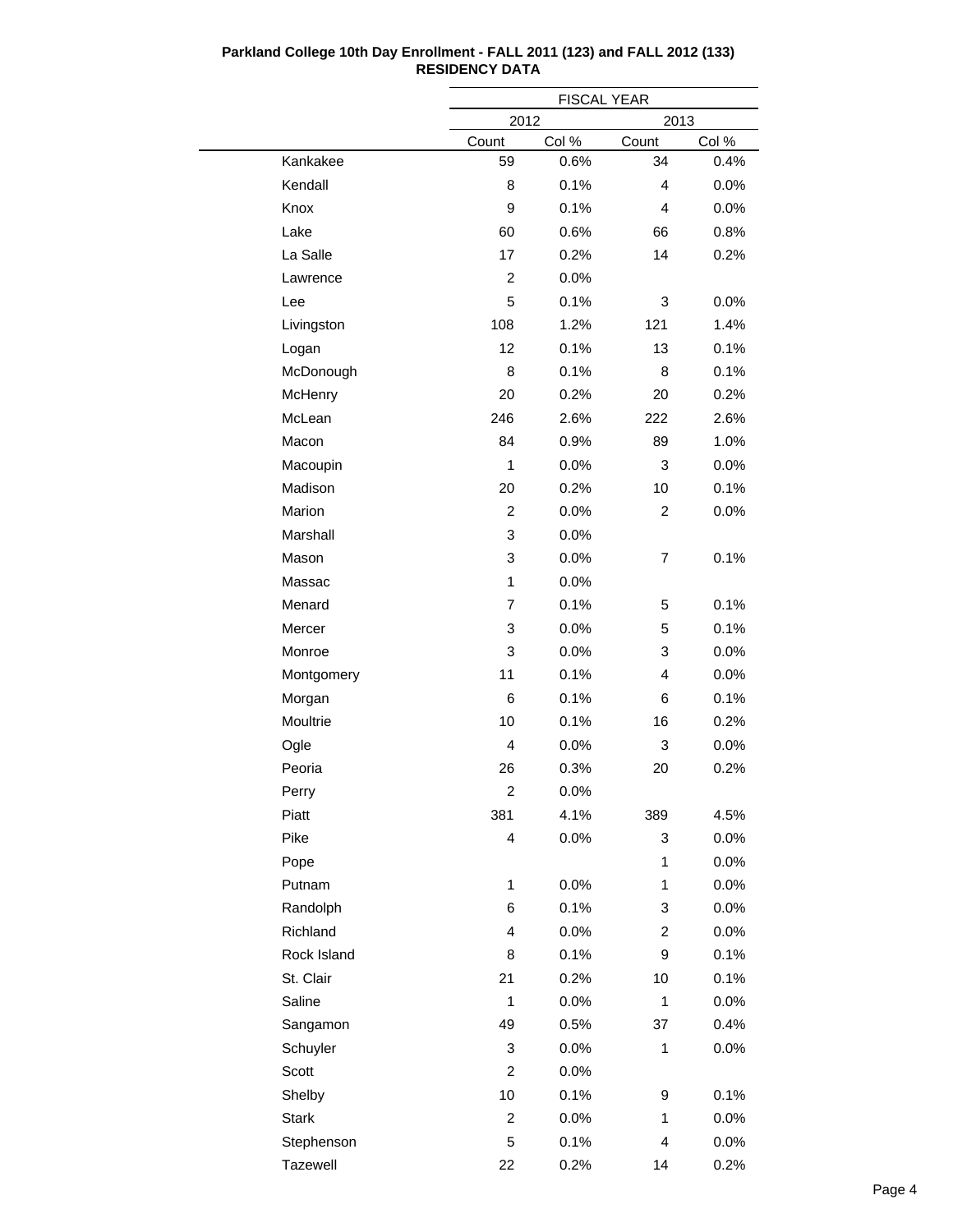**Parkland College 10th Day Enrollment - FALL 2011 (123) and FALL 2012 (133)**
**RESIDENCY DATA**

| | FISCAL YEAR | | | |
|---|---|---|---|---|
| | 2012 | | 2013 | |
| | Count | Col % | Count | Col % |
| Kankakee | 59 | 0.6% | 34 | 0.4% |
| Kendall | 8 | 0.1% | 4 | 0.0% |
| Knox | 9 | 0.1% | 4 | 0.0% |
| Lake | 60 | 0.6% | 66 | 0.8% |
| La Salle | 17 | 0.2% | 14 | 0.2% |
| Lawrence | 2 | 0.0% | | |
| Lee | 5 | 0.1% | 3 | 0.0% |
| Livingston | 108 | 1.2% | 121 | 1.4% |
| Logan | 12 | 0.1% | 13 | 0.1% |
| McDonough | 8 | 0.1% | 8 | 0.1% |
| McHenry | 20 | 0.2% | 20 | 0.2% |
| McLean | 246 | 2.6% | 222 | 2.6% |
| Macon | 84 | 0.9% | 89 | 1.0% |
| Macoupin | 1 | 0.0% | 3 | 0.0% |
| Madison | 20 | 0.2% | 10 | 0.1% |
| Marion | 2 | 0.0% | 2 | 0.0% |
| Marshall | 3 | 0.0% | | |
| Mason | 3 | 0.0% | 7 | 0.1% |
| Massac | 1 | 0.0% | | |
| Menard | 7 | 0.1% | 5 | 0.1% |
| Mercer | 3 | 0.0% | 5 | 0.1% |
| Monroe | 3 | 0.0% | 3 | 0.0% |
| Montgomery | 11 | 0.1% | 4 | 0.0% |
| Morgan | 6 | 0.1% | 6 | 0.1% |
| Moultrie | 10 | 0.1% | 16 | 0.2% |
| Ogle | 4 | 0.0% | 3 | 0.0% |
| Peoria | 26 | 0.3% | 20 | 0.2% |
| Perry | 2 | 0.0% | | |
| Piatt | 381 | 4.1% | 389 | 4.5% |
| Pike | 4 | 0.0% | 3 | 0.0% |
| Pope | | | 1 | 0.0% |
| Putnam | 1 | 0.0% | 1 | 0.0% |
| Randolph | 6 | 0.1% | 3 | 0.0% |
| Richland | 4 | 0.0% | 2 | 0.0% |
| Rock Island | 8 | 0.1% | 9 | 0.1% |
| St. Clair | 21 | 0.2% | 10 | 0.1% |
| Saline | 1 | 0.0% | 1 | 0.0% |
| Sangamon | 49 | 0.5% | 37 | 0.4% |
| Schuyler | 3 | 0.0% | 1 | 0.0% |
| Scott | 2 | 0.0% | | |
| Shelby | 10 | 0.1% | 9 | 0.1% |
| Stark | 2 | 0.0% | 1 | 0.0% |
| Stephenson | 5 | 0.1% | 4 | 0.0% |
| Tazewell | 22 | 0.2% | 14 | 0.2% |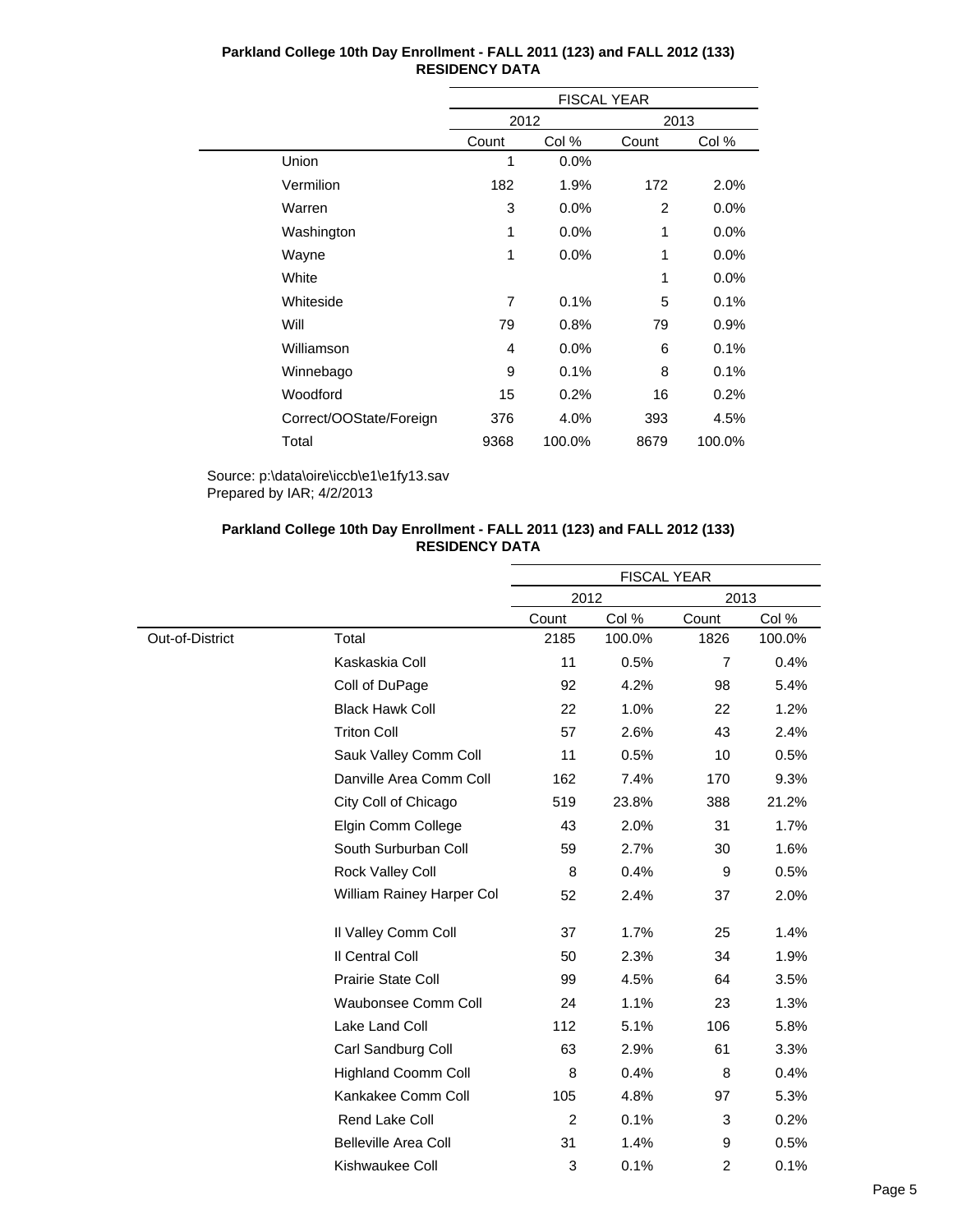**Parkland College 10th Day Enrollment - FALL 2011 (123) and FALL 2012 (133)**
**RESIDENCY DATA**

| | FISCAL YEAR | | | |
|---|---|---|---|---|
| | 2012 | | 2013 | |
| | Count | Col % | Count | Col % |
| Union | 1 | 0.0% | | |
| Vermilion | 182 | 1.9% | 172 | 2.0% |
| Warren | 3 | 0.0% | 2 | 0.0% |
| Washington | 1 | 0.0% | 1 | 0.0% |
| Wayne | 1 | 0.0% | 1 | 0.0% |
| White | | | 1 | 0.0% |
| Whiteside | 7 | 0.1% | 5 | 0.1% |
| Will | 79 | 0.8% | 79 | 0.9% |
| Williamson | 4 | 0.0% | 6 | 0.1% |
| Winnebago | 9 | 0.1% | 8 | 0.1% |
| Woodford | 15 | 0.2% | 16 | 0.2% |
| Correct/OOState/Foreign | 376 | 4.0% | 393 | 4.5% |
| Total | 9368 | 100.0% | 8679 | 100.0% |

Source: p:\data\oire\iccb\e1\e1fy13.sav
Prepared by IAR; 4/2/2013

**Parkland College 10th Day Enrollment - FALL 2011 (123) and FALL 2012 (133)**
**RESIDENCY DATA**

| | | FISCAL YEAR | | | |
|---|---|---|---|---|---|
| | | 2012 | | 2013 | |
| | | Count | Col % | Count | Col % |
| Out-of-District | Total | 2185 | 100.0% | 1826 | 100.0% |
| | Kaskaskia Coll | 11 | 0.5% | 7 | 0.4% |
| | Coll of DuPage | 92 | 4.2% | 98 | 5.4% |
| | Black Hawk Coll | 22 | 1.0% | 22 | 1.2% |
| | Triton Coll | 57 | 2.6% | 43 | 2.4% |
| | Sauk Valley Comm Coll | 11 | 0.5% | 10 | 0.5% |
| | Danville Area Comm Coll | 162 | 7.4% | 170 | 9.3% |
| | City Coll of Chicago | 519 | 23.8% | 388 | 21.2% |
| | Elgin Comm College | 43 | 2.0% | 31 | 1.7% |
| | South Surburban Coll | 59 | 2.7% | 30 | 1.6% |
| | Rock Valley Coll | 8 | 0.4% | 9 | 0.5% |
| | William Rainey Harper Col | 52 | 2.4% | 37 | 2.0% |
| | Il Valley Comm Coll | 37 | 1.7% | 25 | 1.4% |
| | Il Central Coll | 50 | 2.3% | 34 | 1.9% |
| | Prairie State Coll | 99 | 4.5% | 64 | 3.5% |
| | Waubonsee Comm Coll | 24 | 1.1% | 23 | 1.3% |
| | Lake Land Coll | 112 | 5.1% | 106 | 5.8% |
| | Carl Sandburg Coll | 63 | 2.9% | 61 | 3.3% |
| | Highland Coomm Coll | 8 | 0.4% | 8 | 0.4% |
| | Kankakee Comm Coll | 105 | 4.8% | 97 | 5.3% |
| | Rend Lake Coll | 2 | 0.1% | 3 | 0.2% |
| | Belleville Area Coll | 31 | 1.4% | 9 | 0.5% |
| | Kishwaukee Coll | 3 | 0.1% | 2 | 0.1% |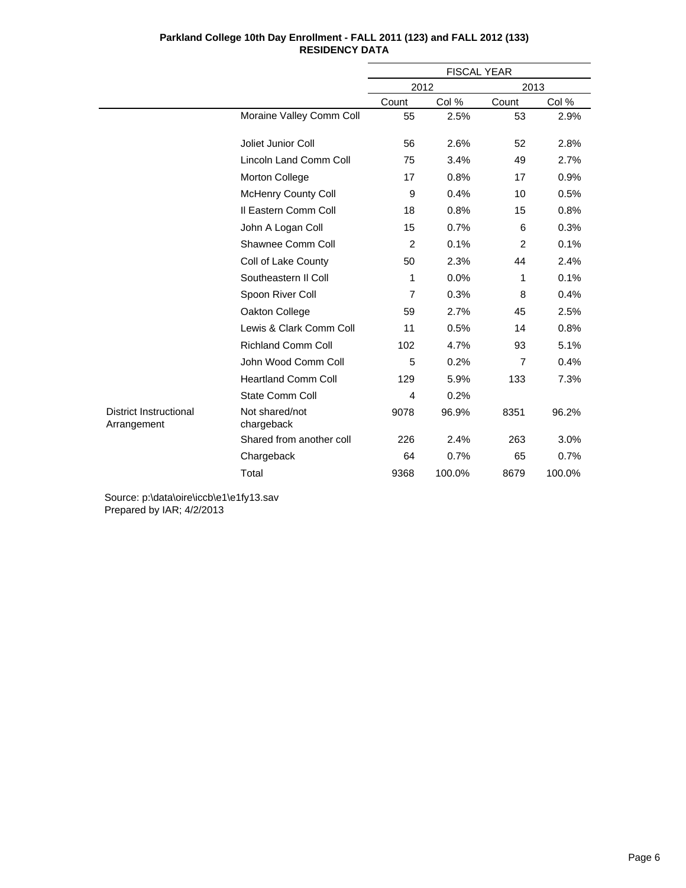**Parkland College 10th Day Enrollment - FALL 2011 (123) and FALL 2012 (133)**
**RESIDENCY DATA**

| | | FISCAL YEAR | | | |
|---|---|---|---|---|---|
| | | 2012 | | 2013 | |
| | | Count | Col % | Count | Col % |
| | Moraine Valley Comm Coll | 55 | 2.5% | 53 | 2.9% |
| | Joliet Junior Coll | 56 | 2.6% | 52 | 2.8% |
| | Lincoln Land Comm Coll | 75 | 3.4% | 49 | 2.7% |
| | Morton College | 17 | 0.8% | 17 | 0.9% |
| | McHenry County Coll | 9 | 0.4% | 10 | 0.5% |
| | Il Eastern Comm Coll | 18 | 0.8% | 15 | 0.8% |
| | John A Logan Coll | 15 | 0.7% | 6 | 0.3% |
| | Shawnee Comm Coll | 2 | 0.1% | 2 | 0.1% |
| | Coll of Lake County | 50 | 2.3% | 44 | 2.4% |
| | Southeastern Il Coll | 1 | 0.0% | 1 | 0.1% |
| | Spoon River Coll | 7 | 0.3% | 8 | 0.4% |
| | Oakton College | 59 | 2.7% | 45 | 2.5% |
| | Lewis & Clark Comm Coll | 11 | 0.5% | 14 | 0.8% |
| | Richland Comm Coll | 102 | 4.7% | 93 | 5.1% |
| | John Wood Comm Coll | 5 | 0.2% | 7 | 0.4% |
| | Heartland Comm Coll | 129 | 5.9% | 133 | 7.3% |
| | State Comm Coll | 4 | 0.2% | | |
| District Instructional Arrangement | Not shared/not chargeback | 9078 | 96.9% | 8351 | 96.2% |
| | Shared from another coll | 226 | 2.4% | 263 | 3.0% |
| | Chargeback | 64 | 0.7% | 65 | 0.7% |
| | Total | 9368 | 100.0% | 8679 | 100.0% |

Source: p:\data\oire\iccb\e1\e1fy13.sav
Prepared by IAR; 4/2/2013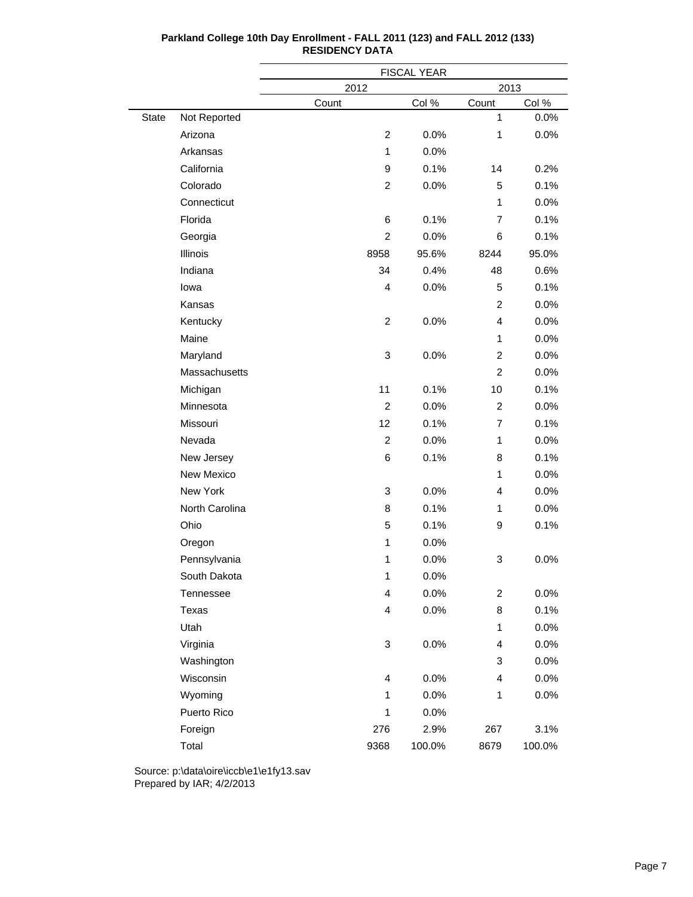**Parkland College 10th Day Enrollment - FALL 2011 (123) and FALL 2012 (133)**
**RESIDENCY DATA**

| | | FISCAL YEAR | | | |
|---|---|---|---|---|---|
| | | 2012 | | 2013 | |
| | | Count | Col % | Count | Col % |
| State | Not Reported | | | 1 | 0.0% |
| | Arizona | 2 | 0.0% | 1 | 0.0% |
| | Arkansas | 1 | 0.0% | | |
| | California | 9 | 0.1% | 14 | 0.2% |
| | Colorado | 2 | 0.0% | 5 | 0.1% |
| | Connecticut | | | 1 | 0.0% |
| | Florida | 6 | 0.1% | 7 | 0.1% |
| | Georgia | 2 | 0.0% | 6 | 0.1% |
| | Illinois | 8958 | 95.6% | 8244 | 95.0% |
| | Indiana | 34 | 0.4% | 48 | 0.6% |
| | Iowa | 4 | 0.0% | 5 | 0.1% |
| | Kansas | | | 2 | 0.0% |
| | Kentucky | 2 | 0.0% | 4 | 0.0% |
| | Maine | | | 1 | 0.0% |
| | Maryland | 3 | 0.0% | 2 | 0.0% |
| | Massachusetts | | | 2 | 0.0% |
| | Michigan | 11 | 0.1% | 10 | 0.1% |
| | Minnesota | 2 | 0.0% | 2 | 0.0% |
| | Missouri | 12 | 0.1% | 7 | 0.1% |
| | Nevada | 2 | 0.0% | 1 | 0.0% |
| | New Jersey | 6 | 0.1% | 8 | 0.1% |
| | New Mexico | | | 1 | 0.0% |
| | New York | 3 | 0.0% | 4 | 0.0% |
| | North Carolina | 8 | 0.1% | 1 | 0.0% |
| | Ohio | 5 | 0.1% | 9 | 0.1% |
| | Oregon | 1 | 0.0% | | |
| | Pennsylvania | 1 | 0.0% | 3 | 0.0% |
| | South Dakota | 1 | 0.0% | | |
| | Tennessee | 4 | 0.0% | 2 | 0.0% |
| | Texas | 4 | 0.0% | 8 | 0.1% |
| | Utah | | | 1 | 0.0% |
| | Virginia | 3 | 0.0% | 4 | 0.0% |
| | Washington | | | 3 | 0.0% |
| | Wisconsin | 4 | 0.0% | 4 | 0.0% |
| | Wyoming | 1 | 0.0% | 1 | 0.0% |
| | Puerto Rico | 1 | 0.0% | | |
| | Foreign | 276 | 2.9% | 267 | 3.1% |
| | Total | 9368 | 100.0% | 8679 | 100.0% |

Source: p:\data\oire\iccb\e1\e1fy13.sav
Prepared by IAR; 4/2/2013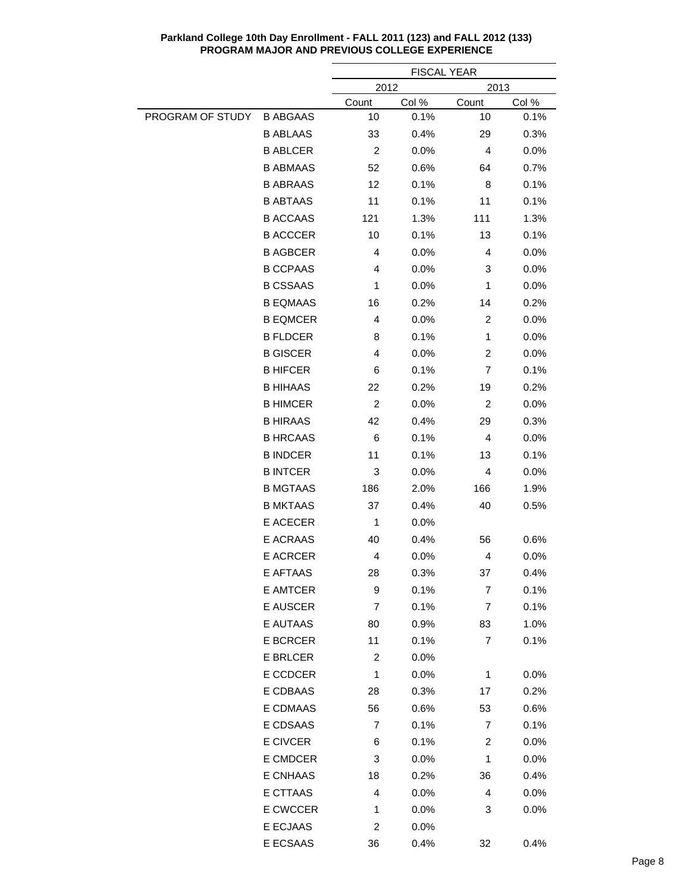**Parkland College 10th Day Enrollment - FALL 2011 (123) and FALL 2012 (133)**
**PROGRAM MAJOR AND PREVIOUS COLLEGE EXPERIENCE**

| | | FISCAL YEAR | | | |
|---|---|---|---|---|---|
| | | 2012 | | 2013 | |
| | | Count | Col % | Count | Col % |
| PROGRAM OF STUDY | B ABGAAS | 10 | 0.1% | 10 | 0.1% |
| | B ABLAAS | 33 | 0.4% | 29 | 0.3% |
| | B ABLCER | 2 | 0.0% | 4 | 0.0% |
| | B ABMAAS | 52 | 0.6% | 64 | 0.7% |
| | B ABRAAS | 12 | 0.1% | 8 | 0.1% |
| | B ABTAAS | 11 | 0.1% | 11 | 0.1% |
| | B ACCAAS | 121 | 1.3% | 111 | 1.3% |
| | B ACCCER | 10 | 0.1% | 13 | 0.1% |
| | B AGBCER | 4 | 0.0% | 4 | 0.0% |
| | B CCPAAS | 4 | 0.0% | 3 | 0.0% |
| | B CSSAAS | 1 | 0.0% | 1 | 0.0% |
| | B EQMAAS | 16 | 0.2% | 14 | 0.2% |
| | B EQMCER | 4 | 0.0% | 2 | 0.0% |
| | B FLDCER | 8 | 0.1% | 1 | 0.0% |
| | B GISCER | 4 | 0.0% | 2 | 0.0% |
| | B HIFCER | 6 | 0.1% | 7 | 0.1% |
| | B HIHAAS | 22 | 0.2% | 19 | 0.2% |
| | B HIMCER | 2 | 0.0% | 2 | 0.0% |
| | B HIRAAS | 42 | 0.4% | 29 | 0.3% |
| | B HRCAAS | 6 | 0.1% | 4 | 0.0% |
| | B INDCER | 11 | 0.1% | 13 | 0.1% |
| | B INTCER | 3 | 0.0% | 4 | 0.0% |
| | B MGTAAS | 186 | 2.0% | 166 | 1.9% |
| | B MKTAAS | 37 | 0.4% | 40 | 0.5% |
| | E ACECER | 1 | 0.0% | | |
| | E ACRAAS | 40 | 0.4% | 56 | 0.6% |
| | E ACRCER | 4 | 0.0% | 4 | 0.0% |
| | E AFTAAS | 28 | 0.3% | 37 | 0.4% |
| | E AMTCER | 9 | 0.1% | 7 | 0.1% |
| | E AUSCER | 7 | 0.1% | 7 | 0.1% |
| | E AUTAAS | 80 | 0.9% | 83 | 1.0% |
| | E BCRCER | 11 | 0.1% | 7 | 0.1% |
| | E BRLCER | 2 | 0.0% | | |
| | E CCDCER | 1 | 0.0% | 1 | 0.0% |
| | E CDBAAS | 28 | 0.3% | 17 | 0.2% |
| | E CDMAAS | 56 | 0.6% | 53 | 0.6% |
| | E CDSAAS | 7 | 0.1% | 7 | 0.1% |
| | E CIVCER | 6 | 0.1% | 2 | 0.0% |
| | E CMDCER | 3 | 0.0% | 1 | 0.0% |
| | E CNHAAS | 18 | 0.2% | 36 | 0.4% |
| | E CTTAAS | 4 | 0.0% | 4 | 0.0% |
| | E CWCCER | 1 | 0.0% | 3 | 0.0% |
| | E ECJAAS | 2 | 0.0% | | |
| | E ECSAAS | 36 | 0.4% | 32 | 0.4% |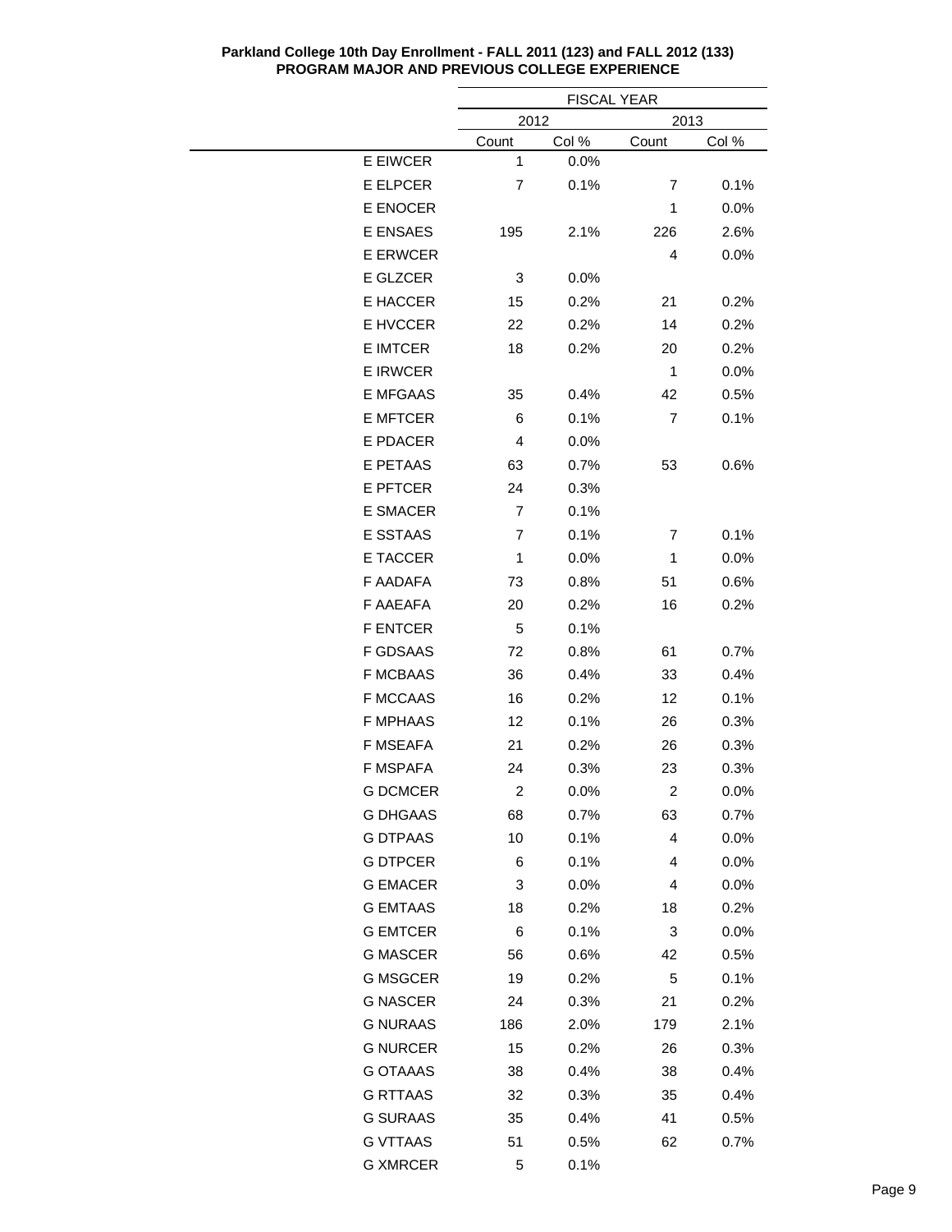**Parkland College 10th Day Enrollment - FALL 2011 (123) and FALL 2012 (133)**
**PROGRAM MAJOR AND PREVIOUS COLLEGE EXPERIENCE**

| | FISCAL YEAR | | | |
|---|---|---|---|---|
| | 2012 | | 2013 | |
| | Count | Col % | Count | Col % |
| E EIWCER | 1 | 0.0% | | |
| E ELPCER | 7 | 0.1% | 7 | 0.1% |
| E ENOCER | | | 1 | 0.0% |
| E ENSAES | 195 | 2.1% | 226 | 2.6% |
| E ERWCER | | | 4 | 0.0% |
| E GLZCER | 3 | 0.0% | | |
| E HACCER | 15 | 0.2% | 21 | 0.2% |
| E HVCCER | 22 | 0.2% | 14 | 0.2% |
| E IMTCER | 18 | 0.2% | 20 | 0.2% |
| E IRWCER | | | 1 | 0.0% |
| E MFGAAS | 35 | 0.4% | 42 | 0.5% |
| E MFTCER | 6 | 0.1% | 7 | 0.1% |
| E PDACER | 4 | 0.0% | | |
| E PETAAS | 63 | 0.7% | 53 | 0.6% |
| E PFTCER | 24 | 0.3% | | |
| E SMACER | 7 | 0.1% | | |
| E SSTAAS | 7 | 0.1% | 7 | 0.1% |
| E TACCER | 1 | 0.0% | 1 | 0.0% |
| F AADAFA | 73 | 0.8% | 51 | 0.6% |
| F AAEAFA | 20 | 0.2% | 16 | 0.2% |
| F ENTCER | 5 | 0.1% | | |
| F GDSAAS | 72 | 0.8% | 61 | 0.7% |
| F MCBAAS | 36 | 0.4% | 33 | 0.4% |
| F MCCAAS | 16 | 0.2% | 12 | 0.1% |
| F MPHAAS | 12 | 0.1% | 26 | 0.3% |
| F MSEAFA | 21 | 0.2% | 26 | 0.3% |
| F MSPAFA | 24 | 0.3% | 23 | 0.3% |
| G DCMCER | 2 | 0.0% | 2 | 0.0% |
| G DHGAAS | 68 | 0.7% | 63 | 0.7% |
| G DTPAAS | 10 | 0.1% | 4 | 0.0% |
| G DTPCER | 6 | 0.1% | 4 | 0.0% |
| G EMACER | 3 | 0.0% | 4 | 0.0% |
| G EMTAAS | 18 | 0.2% | 18 | 0.2% |
| G EMTCER | 6 | 0.1% | 3 | 0.0% |
| G MASCER | 56 | 0.6% | 42 | 0.5% |
| G MSGCER | 19 | 0.2% | 5 | 0.1% |
| G NASCER | 24 | 0.3% | 21 | 0.2% |
| G NURAAS | 186 | 2.0% | 179 | 2.1% |
| G NURCER | 15 | 0.2% | 26 | 0.3% |
| G OTAAAS | 38 | 0.4% | 38 | 0.4% |
| G RTTAAS | 32 | 0.3% | 35 | 0.4% |
| G SURAAS | 35 | 0.4% | 41 | 0.5% |
| G VTTAAS | 51 | 0.5% | 62 | 0.7% |
| G XMRCER | 5 | 0.1% | | |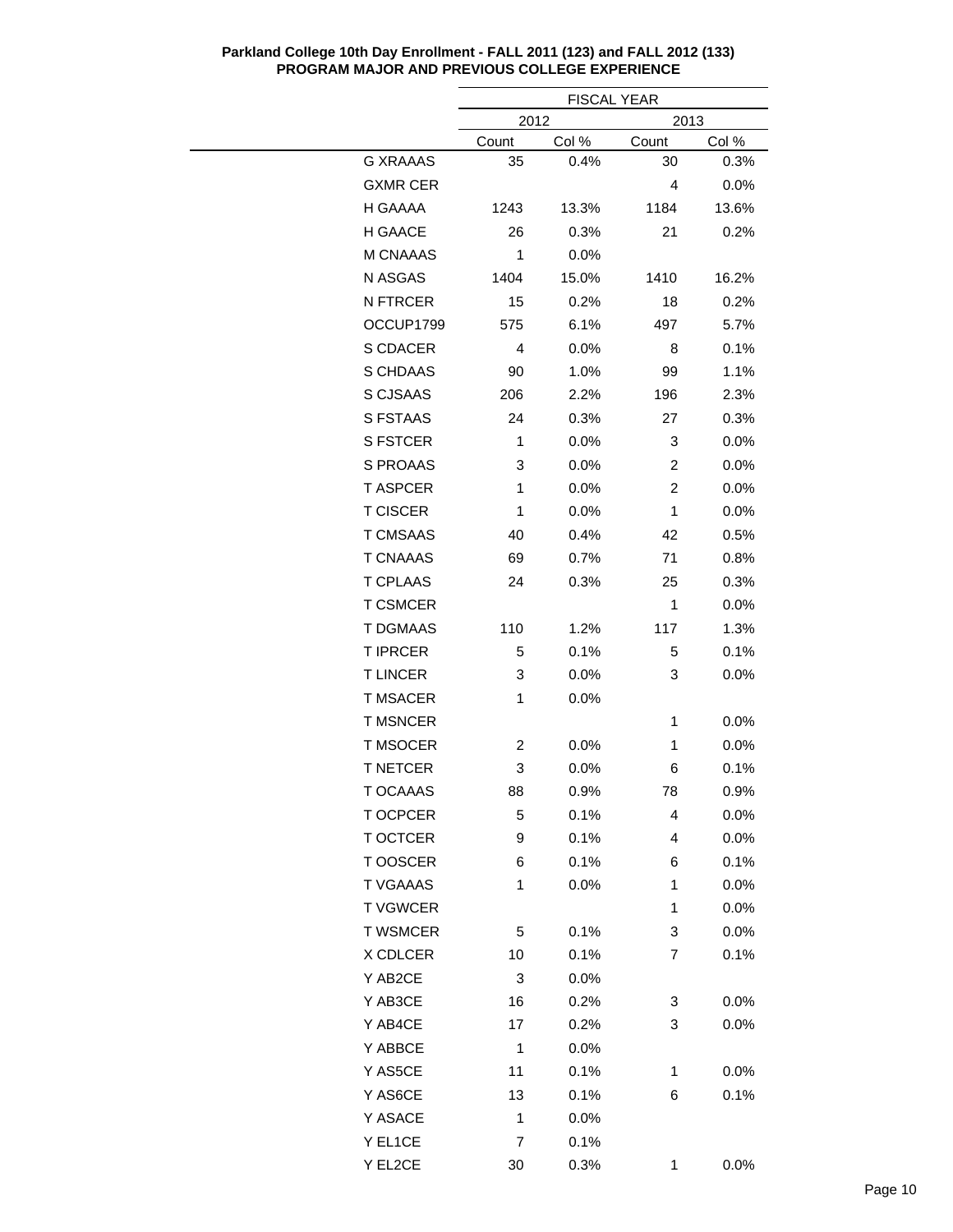**Parkland College 10th Day Enrollment - FALL 2011 (123) and FALL 2012 (133)**
**PROGRAM MAJOR AND PREVIOUS COLLEGE EXPERIENCE**

| | FISCAL YEAR | | | |
|---|---|---|---|---|
| | 2012 | | 2013 | |
| | Count | Col % | Count | Col % |
| G XRAAAS | 35 | 0.4% | 30 | 0.3% |
| GXMR CER | | | 4 | 0.0% |
| H GAAAA | 1243 | 13.3% | 1184 | 13.6% |
| H GAACE | 26 | 0.3% | 21 | 0.2% |
| M CNAAAS | 1 | 0.0% | | |
| N ASGAS | 1404 | 15.0% | 1410 | 16.2% |
| N FTRCER | 15 | 0.2% | 18 | 0.2% |
| OCCUP1799 | 575 | 6.1% | 497 | 5.7% |
| S CDACER | 4 | 0.0% | 8 | 0.1% |
| S CHDAAS | 90 | 1.0% | 99 | 1.1% |
| S CJSAAS | 206 | 2.2% | 196 | 2.3% |
| S FSTAAS | 24 | 0.3% | 27 | 0.3% |
| S FSTCER | 1 | 0.0% | 3 | 0.0% |
| S PROAAS | 3 | 0.0% | 2 | 0.0% |
| T ASPCER | 1 | 0.0% | 2 | 0.0% |
| T CISCER | 1 | 0.0% | 1 | 0.0% |
| T CMSAAS | 40 | 0.4% | 42 | 0.5% |
| T CNAAAS | 69 | 0.7% | 71 | 0.8% |
| T CPLAAS | 24 | 0.3% | 25 | 0.3% |
| T CSMCER | | | 1 | 0.0% |
| T DGMAAS | 110 | 1.2% | 117 | 1.3% |
| T IPRCER | 5 | 0.1% | 5 | 0.1% |
| T LINCER | 3 | 0.0% | 3 | 0.0% |
| T MSACER | 1 | 0.0% | | |
| T MSNCER | | | 1 | 0.0% |
| T MSOCER | 2 | 0.0% | 1 | 0.0% |
| T NETCER | 3 | 0.0% | 6 | 0.1% |
| T OCAAAS | 88 | 0.9% | 78 | 0.9% |
| T OCPCER | 5 | 0.1% | 4 | 0.0% |
| T OCTCER | 9 | 0.1% | 4 | 0.0% |
| T OOSCER | 6 | 0.1% | 6 | 0.1% |
| T VGAAAS | 1 | 0.0% | 1 | 0.0% |
| T VGWCER | | | 1 | 0.0% |
| T WSMCER | 5 | 0.1% | 3 | 0.0% |
| X CDLCER | 10 | 0.1% | 7 | 0.1% |
| Y AB2CE | 3 | 0.0% | | |
| Y AB3CE | 16 | 0.2% | 3 | 0.0% |
| Y AB4CE | 17 | 0.2% | 3 | 0.0% |
| Y ABBCE | 1 | 0.0% | | |
| Y AS5CE | 11 | 0.1% | 1 | 0.0% |
| Y AS6CE | 13 | 0.1% | 6 | 0.1% |
| Y ASACE | 1 | 0.0% | | |
| Y EL1CE | 7 | 0.1% | | |
| Y EL2CE | 30 | 0.3% | 1 | 0.0% |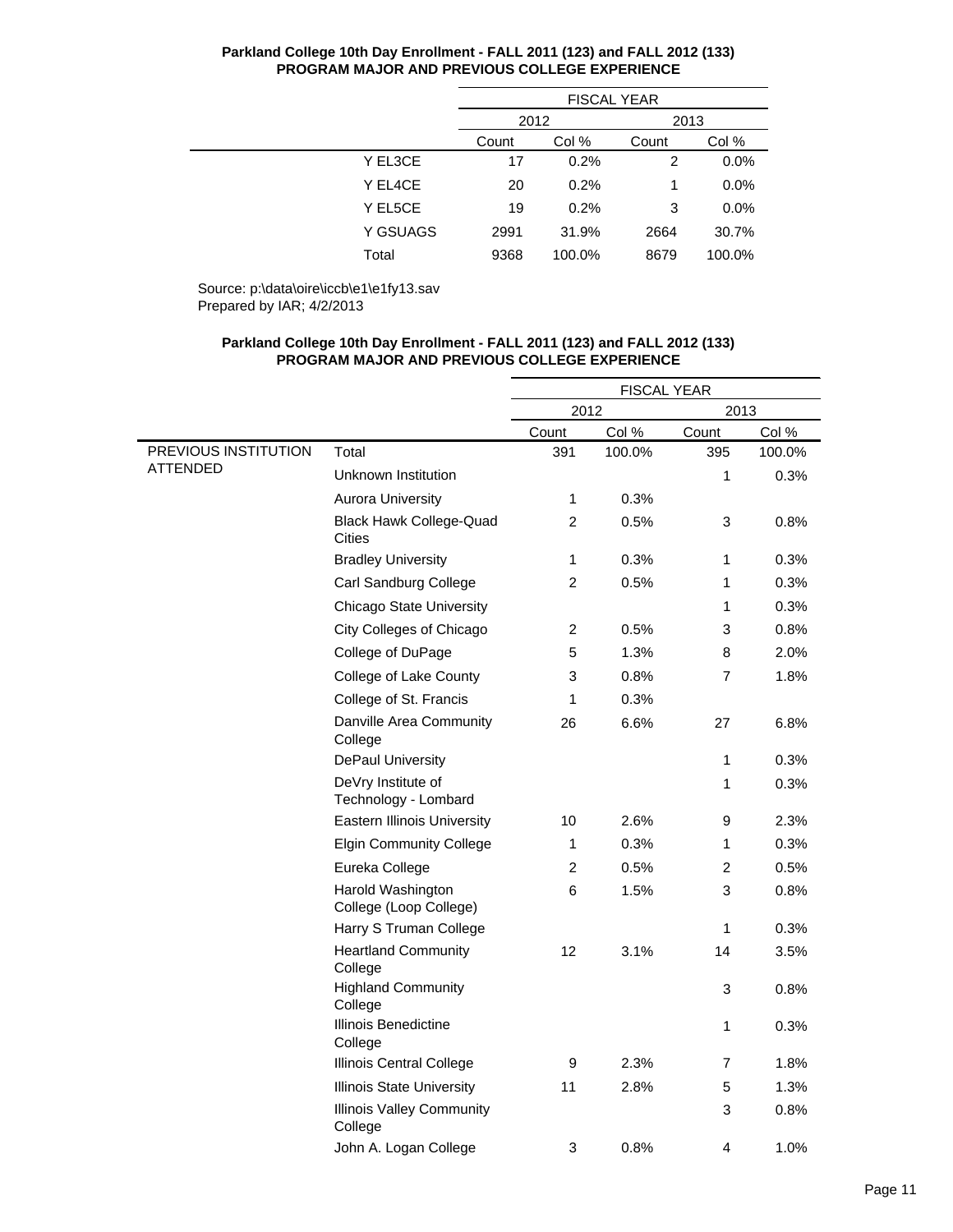**Parkland College 10th Day Enrollment - FALL 2011 (123) and FALL 2012 (133)**
**PROGRAM MAJOR AND PREVIOUS COLLEGE EXPERIENCE**

| | FISCAL YEAR | | | |
|---|---|---|---|---|
| | 2012 | | 2013 | |
| | Count | Col % | Count | Col % |
| Y EL3CE | 17 | 0.2% | 2 | 0.0% |
| Y EL4CE | 20 | 0.2% | 1 | 0.0% |
| Y EL5CE | 19 | 0.2% | 3 | 0.0% |
| Y GSUAGS | 2991 | 31.9% | 2664 | 30.7% |
| Total | 9368 | 100.0% | 8679 | 100.0% |

Source: p:\data\oire\iccb\e1\e1fy13.sav
Prepared by IAR; 4/2/2013

**Parkland College 10th Day Enrollment - FALL 2011 (123) and FALL 2012 (133)**
**PROGRAM MAJOR AND PREVIOUS COLLEGE EXPERIENCE**

| | | FISCAL YEAR | | | |
|---|---|---|---|---|---|
| | | 2012 | | 2013 | |
| | | Count | Col % | Count | Col % |
| PREVIOUS INSTITUTION ATTENDED | Total | 391 | 100.0% | 395 | 100.0% |
| | Unknown Institution | | | 1 | 0.3% |
| | Aurora University | 1 | 0.3% | | |
| | Black Hawk College-Quad Cities | 2 | 0.5% | 3 | 0.8% |
| | Bradley University | 1 | 0.3% | 1 | 0.3% |
| | Carl Sandburg College | 2 | 0.5% | 1 | 0.3% |
| | Chicago State University | | | 1 | 0.3% |
| | City Colleges of Chicago | 2 | 0.5% | 3 | 0.8% |
| | College of DuPage | 5 | 1.3% | 8 | 2.0% |
| | College of Lake County | 3 | 0.8% | 7 | 1.8% |
| | College of St. Francis | 1 | 0.3% | | |
| | Danville Area Community College | 26 | 6.6% | 27 | 6.8% |
| | DePaul University | | | 1 | 0.3% |
| | DeVry Institute of Technology - Lombard | | | 1 | 0.3% |
| | Eastern Illinois University | 10 | 2.6% | 9 | 2.3% |
| | Elgin Community College | 1 | 0.3% | 1 | 0.3% |
| | Eureka College | 2 | 0.5% | 2 | 0.5% |
| | Harold Washington College (Loop College) | 6 | 1.5% | 3 | 0.8% |
| | Harry S Truman College | | | 1 | 0.3% |
| | Heartland Community College | 12 | 3.1% | 14 | 3.5% |
| | Highland Community College | | | 3 | 0.8% |
| | Illinois Benedictine College | | | 1 | 0.3% |
| | Illinois Central College | 9 | 2.3% | 7 | 1.8% |
| | Illinois State University | 11 | 2.8% | 5 | 1.3% |
| | Illinois Valley Community College | | | 3 | 0.8% |
| | John A. Logan College | 3 | 0.8% | 4 | 1.0% |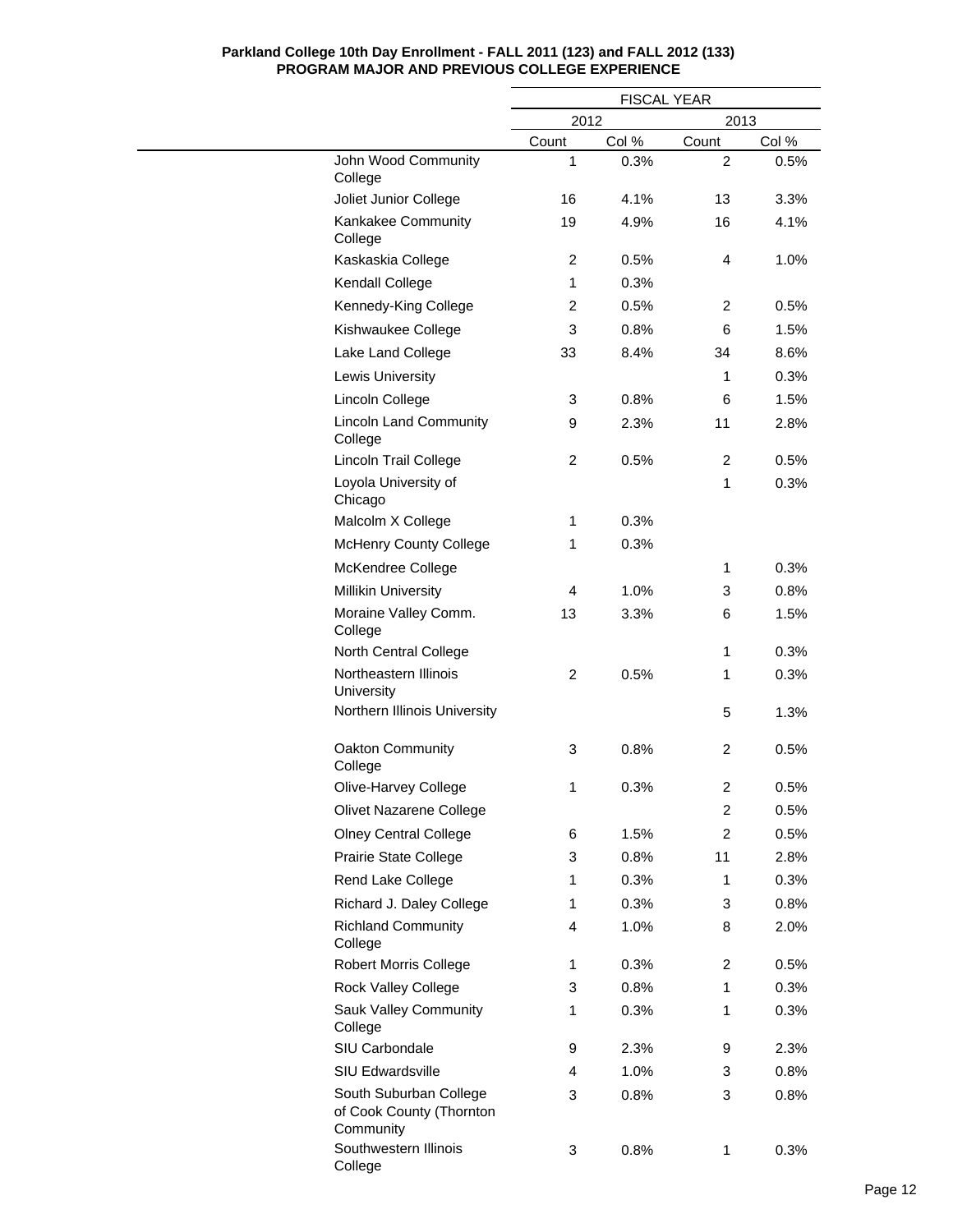**Parkland College 10th Day Enrollment - FALL 2011 (123) and FALL 2012 (133)**
**PROGRAM MAJOR AND PREVIOUS COLLEGE EXPERIENCE**

| | FISCAL YEAR | | | |
|---|---|---|---|---|
| | 2012 | | 2013 | |
| | Count | Col % | Count | Col % |
| John Wood Community College | 1 | 0.3% | 2 | 0.5% |
| Joliet Junior College | 16 | 4.1% | 13 | 3.3% |
| Kankakee Community College | 19 | 4.9% | 16 | 4.1% |
| Kaskaskia College | 2 | 0.5% | 4 | 1.0% |
| Kendall College | 1 | 0.3% | | |
| Kennedy-King College | 2 | 0.5% | 2 | 0.5% |
| Kishwaukee College | 3 | 0.8% | 6 | 1.5% |
| Lake Land College | 33 | 8.4% | 34 | 8.6% |
| Lewis University | | | 1 | 0.3% |
| Lincoln College | 3 | 0.8% | 6 | 1.5% |
| Lincoln Land Community College | 9 | 2.3% | 11 | 2.8% |
| Lincoln Trail College | 2 | 0.5% | 2 | 0.5% |
| Loyola University of Chicago | | | 1 | 0.3% |
| Malcolm X College | 1 | 0.3% | | |
| McHenry County College | 1 | 0.3% | | |
| McKendree College | | | 1 | 0.3% |
| Millikin University | 4 | 1.0% | 3 | 0.8% |
| Moraine Valley Comm. College | 13 | 3.3% | 6 | 1.5% |
| North Central College | | | 1 | 0.3% |
| Northeastern Illinois University | 2 | 0.5% | 1 | 0.3% |
| Northern Illinois University | | | 5 | 1.3% |
| Oakton Community College | 3 | 0.8% | 2 | 0.5% |
| Olive-Harvey College | 1 | 0.3% | 2 | 0.5% |
| Olivet Nazarene College | | | 2 | 0.5% |
| Olney Central College | 6 | 1.5% | 2 | 0.5% |
| Prairie State College | 3 | 0.8% | 11 | 2.8% |
| Rend Lake College | 1 | 0.3% | 1 | 0.3% |
| Richard J. Daley College | 1 | 0.3% | 3 | 0.8% |
| Richland Community College | 4 | 1.0% | 8 | 2.0% |
| Robert Morris College | 1 | 0.3% | 2 | 0.5% |
| Rock Valley College | 3 | 0.8% | 1 | 0.3% |
| Sauk Valley Community College | 1 | 0.3% | 1 | 0.3% |
| SIU Carbondale | 9 | 2.3% | 9 | 2.3% |
| SIU Edwardsville | 4 | 1.0% | 3 | 0.8% |
| South Suburban College of Cook County (Thornton Community | 3 | 0.8% | 3 | 0.8% |
| Southwestern Illinois College | 3 | 0.8% | 1 | 0.3% |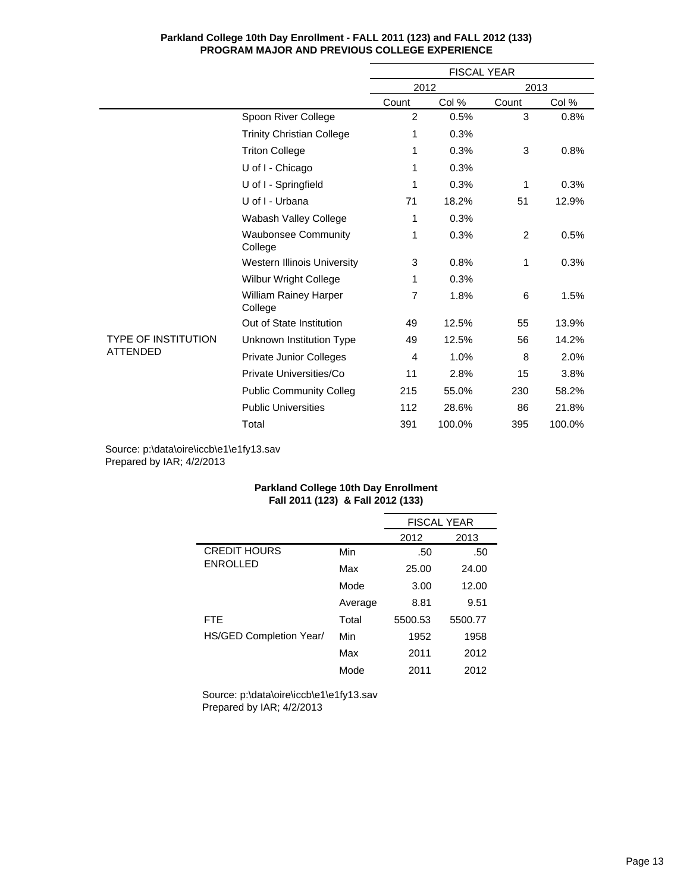**Parkland College 10th Day Enrollment - FALL 2011 (123) and FALL 2012 (133)**
**PROGRAM MAJOR AND PREVIOUS COLLEGE EXPERIENCE**

| | | FISCAL YEAR | | | |
|---|---|---|---|---|---|
| | | 2012 | | 2013 | |
| | | Count | Col % | Count | Col % |
| | Spoon River College | 2 | 0.5% | 3 | 0.8% |
| | Trinity Christian College | 1 | 0.3% | | |
| | Triton College | 1 | 0.3% | 3 | 0.8% |
| | U of I - Chicago | 1 | 0.3% | | |
| | U of I - Springfield | 1 | 0.3% | 1 | 0.3% |
| | U of I - Urbana | 71 | 18.2% | 51 | 12.9% |
| | Wabash Valley College | 1 | 0.3% | | |
| | Waubonsee Community College | 1 | 0.3% | 2 | 0.5% |
| | Western Illinois University | 3 | 0.8% | 1 | 0.3% |
| | Wilbur Wright College | 1 | 0.3% | | |
| | William Rainey Harper College | 7 | 1.8% | 6 | 1.5% |
| | Out of State Institution | 49 | 12.5% | 55 | 13.9% |
| TYPE OF INSTITUTION ATTENDED | Unknown Institution Type | 49 | 12.5% | 56 | 14.2% |
| | Private Junior Colleges | 4 | 1.0% | 8 | 2.0% |
| | Private Universities/Co | 11 | 2.8% | 15 | 3.8% |
| | Public Community Colleg | 215 | 55.0% | 230 | 58.2% |
| | Public Universities | 112 | 28.6% | 86 | 21.8% |
| | Total | 391 | 100.0% | 395 | 100.0% |

Source: p:\data\oire\iccb\e1\e1fy13.sav
Prepared by IAR; 4/2/2013

**Parkland College 10th Day Enrollment**
**Fall 2011 (123) & Fall 2012 (133)**

| | | FISCAL YEAR | |
|---|---|---|---|
| | | 2012 | 2013 |
| CREDIT HOURS ENROLLED | Min | .50 | .50 |
| | Max | 25.00 | 24.00 |
| | Mode | 3.00 | 12.00 |
| | Average | 8.81 | 9.51 |
| FTE | Total | 5500.53 | 5500.77 |
| HS/GED Completion Year/ | Min | 1952 | 1958 |
| | Max | 2011 | 2012 |
| | Mode | 2011 | 2012 |

Source: p:\data\oire\iccb\e1\e1fy13.sav
Prepared by IAR; 4/2/2013